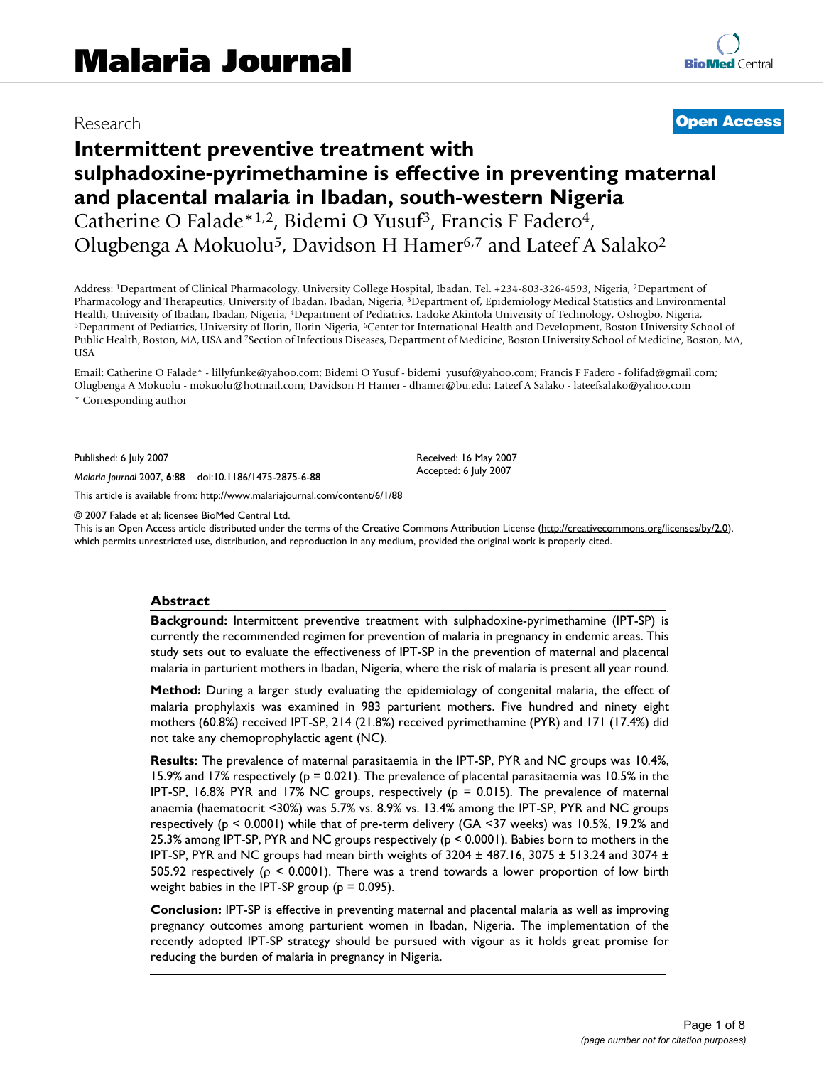Research

**Open Access**

# Intermittent preventive treatment with sulphadoxine-pyrimethamine is effective in preventing maternal and placental malaria in Ibadan, south-western Nigeria

Catherine O Falade*[1,2], Bidemi O Yusuf[3], Francis F Fadero[4], Olugbenga A Mokuolu[5], Davidson H Hamer[6,7] and Lateef A Salako[2]

Address: [1]Department of Clinical Pharmacology, University College Hospital, Ibadan, Tel. +234-803-326-4593, Nigeria, [2]Department of Pharmacology and Therapeutics, University of Ibadan, Ibadan, Nigeria, [3]Department of, Epidemiology Medical Statistics and Environmental Health, University of Ibadan, Ibadan, Nigeria, [4]Department of Pediatrics, Ladoke Akintola University of Technology, Oshogbo, Nigeria, [5]Department of Pediatrics, University of Ilorin, Ilorin Nigeria, [6]Center for International Health and Development, Boston University School of Public Health, Boston, MA, USA and [7]Section of Infectious Diseases, Department of Medicine, Boston University School of Medicine, Boston, MA, USA

Email: Catherine O Falade* - lillyfunke@yahoo.com; Bidemi O Yusuf - bidemi_yusuf@yahoo.com; Francis F Fadero - folifad@gmail.com; Olugbenga A Mokuolu - mokuolu@hotmail.com; Davidson H Hamer - dhamer@bu.edu; Lateef A Salako - lateefsalako@yahoo.com

\* Corresponding author

Published: 6 July 2007

*Malaria Journal* 2007, **6**:88 doi:10.1186/1475-2875-6-88

Received: 16 May 2007
Accepted: 6 July 2007

This article is available from: http://www.malariajournal.com/content/6/1/88

© 2007 Falade et al; licensee BioMed Central Ltd.
This is an Open Access article distributed under the terms of the Creative Commons Attribution License (http://creativecommons.org/licenses/by/2.0), which permits unrestricted use, distribution, and reproduction in any medium, provided the original work is properly cited.

## Abstract

**Background:** Intermittent preventive treatment with sulphadoxine-pyrimethamine (IPT-SP) is currently the recommended regimen for prevention of malaria in pregnancy in endemic areas. This study sets out to evaluate the effectiveness of IPT-SP in the prevention of maternal and placental malaria in parturient mothers in Ibadan, Nigeria, where the risk of malaria is present all year round.

**Method:** During a larger study evaluating the epidemiology of congenital malaria, the effect of malaria prophylaxis was examined in 983 parturient mothers. Five hundred and ninety eight mothers (60.8%) received IPT-SP, 214 (21.8%) received pyrimethamine (PYR) and 171 (17.4%) did not take any chemoprophylactic agent (NC).

**Results:** The prevalence of maternal parasitaemia in the IPT-SP, PYR and NC groups was 10.4%, 15.9% and 17% respectively ($p = 0.021$). The prevalence of placental parasitaemia was 10.5% in the IPT-SP, 16.8% PYR and 17% NC groups, respectively ($p = 0.015$). The prevalence of maternal anaemia (haematocrit <30%) was 5.7% vs. 8.9% vs. 13.4% among the IPT-SP, PYR and NC groups respectively ($p < 0.0001$) while that of pre-term delivery (GA <37 weeks) was 10.5%, 19.2% and 25.3% among IPT-SP, PYR and NC groups respectively ($p < 0.0001$). Babies born to mothers in the IPT-SP, PYR and NC groups had mean birth weights of 3204 ± 487.16, 3075 ± 513.24 and 3074 ± 505.92 respectively ($\rho < 0.0001$). There was a trend towards a lower proportion of low birth weight babies in the IPT-SP group ($p = 0.095$).

**Conclusion:** IPT-SP is effective in preventing maternal and placental malaria as well as improving pregnancy outcomes among parturient women in Ibadan, Nigeria. The implementation of the recently adopted IPT-SP strategy should be pursued with vigour as it holds great promise for reducing the burden of malaria in pregnancy in Nigeria.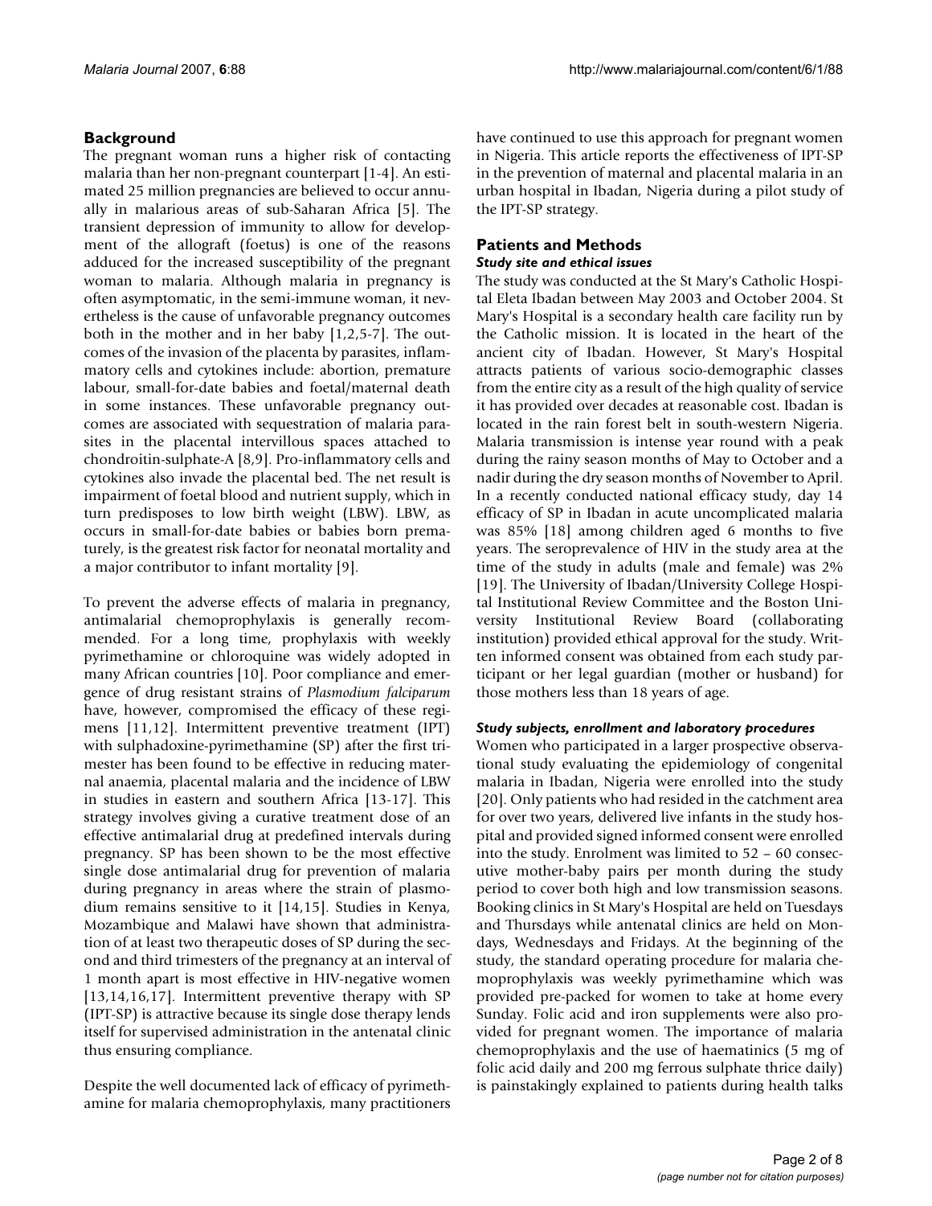## Background

The pregnant woman runs a higher risk of contacting malaria than her non-pregnant counterpart [1-4]. An estimated 25 million pregnancies are believed to occur annually in malarious areas of sub-Saharan Africa [5]. The transient depression of immunity to allow for development of the allograft (foetus) is one of the reasons adduced for the increased susceptibility of the pregnant woman to malaria. Although malaria in pregnancy is often asymptomatic, in the semi-immune woman, it nevertheless is the cause of unfavorable pregnancy outcomes both in the mother and in her baby [1,2,5-7]. The outcomes of the invasion of the placenta by parasites, inflammatory cells and cytokines include: abortion, premature labour, small-for-date babies and foetal/maternal death in some instances. These unfavorable pregnancy outcomes are associated with sequestration of malaria parasites in the placental intervillous spaces attached to chondroitin-sulphate-A [8,9]. Pro-inflammatory cells and cytokines also invade the placental bed. The net result is impairment of foetal blood and nutrient supply, which in turn predisposes to low birth weight (LBW). LBW, as occurs in small-for-date babies or babies born prematurely, is the greatest risk factor for neonatal mortality and a major contributor to infant mortality [9].

To prevent the adverse effects of malaria in pregnancy, antimalarial chemoprophylaxis is generally recommended. For a long time, prophylaxis with weekly pyrimethamine or chloroquine was widely adopted in many African countries [10]. Poor compliance and emergence of drug resistant strains of *Plasmodium falciparum* have, however, compromised the efficacy of these regimens [11,12]. Intermittent preventive treatment (IPT) with sulphadoxine-pyrimethamine (SP) after the first trimester has been found to be effective in reducing maternal anaemia, placental malaria and the incidence of LBW in studies in eastern and southern Africa [13-17]. This strategy involves giving a curative treatment dose of an effective antimalarial drug at predefined intervals during pregnancy. SP has been shown to be the most effective single dose antimalarial drug for prevention of malaria during pregnancy in areas where the strain of plasmodium remains sensitive to it [14,15]. Studies in Kenya, Mozambique and Malawi have shown that administration of at least two therapeutic doses of SP during the second and third trimesters of the pregnancy at an interval of 1 month apart is most effective in HIV-negative women [13,14,16,17]. Intermittent preventive therapy with SP (IPT-SP) is attractive because its single dose therapy lends itself for supervised administration in the antenatal clinic thus ensuring compliance.

Despite the well documented lack of efficacy of pyrimethamine for malaria chemoprophylaxis, many practitioners have continued to use this approach for pregnant women in Nigeria. This article reports the effectiveness of IPT-SP in the prevention of maternal and placental malaria in an urban hospital in Ibadan, Nigeria during a pilot study of the IPT-SP strategy.

## Patients and Methods

### *Study site and ethical issues*

The study was conducted at the St Mary's Catholic Hospital Eleta Ibadan between May 2003 and October 2004. St Mary's Hospital is a secondary health care facility run by the Catholic mission. It is located in the heart of the ancient city of Ibadan. However, St Mary's Hospital attracts patients of various socio-demographic classes from the entire city as a result of the high quality of service it has provided over decades at reasonable cost. Ibadan is located in the rain forest belt in south-western Nigeria. Malaria transmission is intense year round with a peak during the rainy season months of May to October and a nadir during the dry season months of November to April. In a recently conducted national efficacy study, day 14 efficacy of SP in Ibadan in acute uncomplicated malaria was 85% [18] among children aged 6 months to five years. The seroprevalence of HIV in the study area at the time of the study in adults (male and female) was 2% [19]. The University of Ibadan/University College Hospital Institutional Review Committee and the Boston University Institutional Review Board (collaborating institution) provided ethical approval for the study. Written informed consent was obtained from each study participant or her legal guardian (mother or husband) for those mothers less than 18 years of age.

### *Study subjects, enrollment and laboratory procedures*

Women who participated in a larger prospective observational study evaluating the epidemiology of congenital malaria in Ibadan, Nigeria were enrolled into the study [20]. Only patients who had resided in the catchment area for over two years, delivered live infants in the study hospital and provided signed informed consent were enrolled into the study. Enrolment was limited to 52 – 60 consecutive mother-baby pairs per month during the study period to cover both high and low transmission seasons. Booking clinics in St Mary's Hospital are held on Tuesdays and Thursdays while antenatal clinics are held on Mondays, Wednesdays and Fridays. At the beginning of the study, the standard operating procedure for malaria chemoprophylaxis was weekly pyrimethamine which was provided pre-packed for women to take at home every Sunday. Folic acid and iron supplements were also provided for pregnant women. The importance of malaria chemoprophylaxis and the use of haematinics (5 mg of folic acid daily and 200 mg ferrous sulphate thrice daily) is painstakingly explained to patients during health talks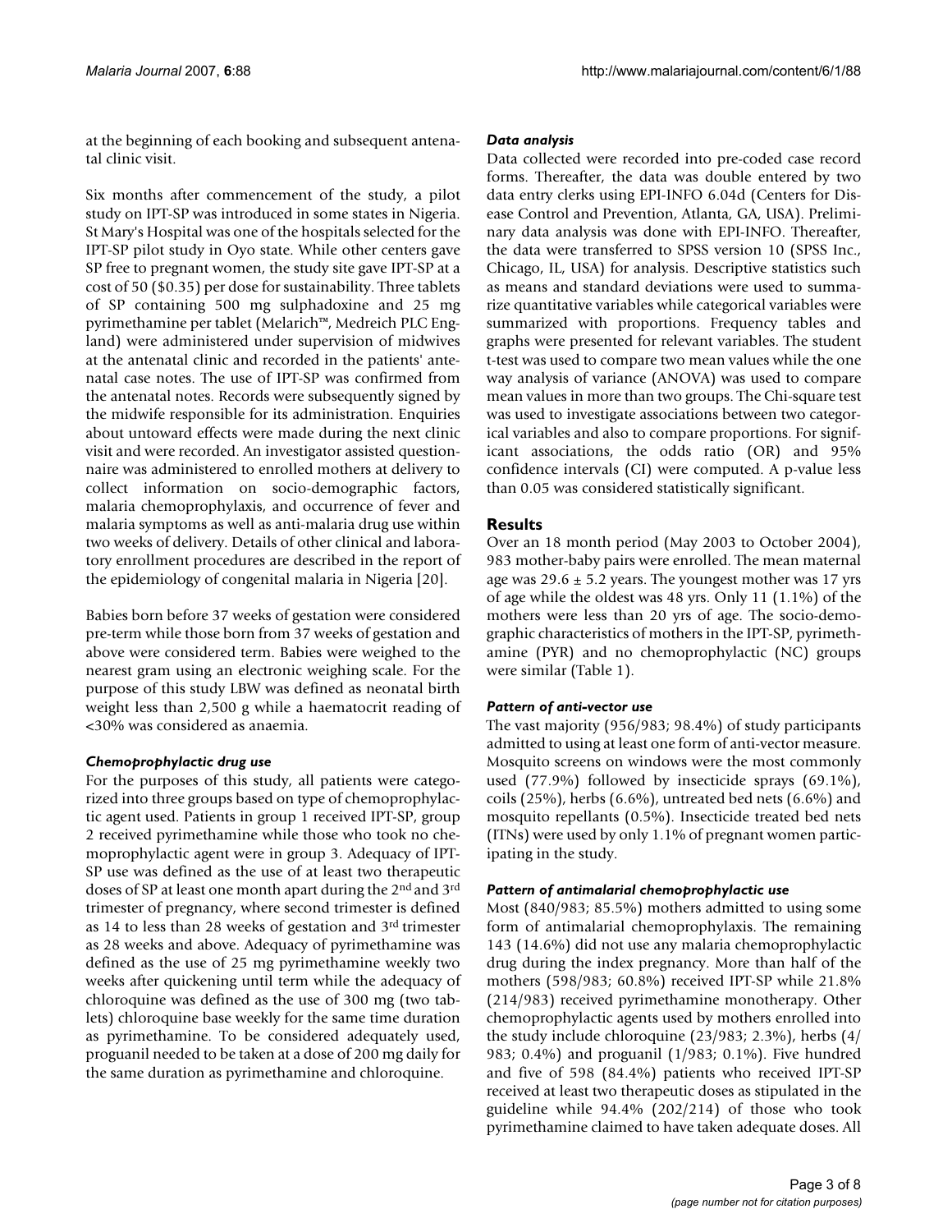at the beginning of each booking and subsequent antenatal clinic visit.

Six months after commencement of the study, a pilot study on IPT-SP was introduced in some states in Nigeria. St Mary's Hospital was one of the hospitals selected for the IPT-SP pilot study in Oyo state. While other centers gave SP free to pregnant women, the study site gave IPT-SP at a cost of 50 ($0.35) per dose for sustainability. Three tablets of SP containing 500 mg sulphadoxine and 25 mg pyrimethamine per tablet (Melarich™, Medreich PLC England) were administered under supervision of midwives at the antenatal clinic and recorded in the patients' antenatal case notes. The use of IPT-SP was confirmed from the antenatal notes. Records were subsequently signed by the midwife responsible for its administration. Enquiries about untoward effects were made during the next clinic visit and were recorded. An investigator assisted questionnaire was administered to enrolled mothers at delivery to collect information on socio-demographic factors, malaria chemoprophylaxis, and occurrence of fever and malaria symptoms as well as anti-malaria drug use within two weeks of delivery. Details of other clinical and laboratory enrollment procedures are described in the report of the epidemiology of congenital malaria in Nigeria [20].

Babies born before 37 weeks of gestation were considered pre-term while those born from 37 weeks of gestation and above were considered term. Babies were weighed to the nearest gram using an electronic weighing scale. For the purpose of this study LBW was defined as neonatal birth weight less than 2,500 g while a haematocrit reading of <30% was considered as anaemia.

### *Chemoprophylactic drug use*

For the purposes of this study, all patients were categorized into three groups based on type of chemoprophylactic agent used. Patients in group 1 received IPT-SP, group 2 received pyrimethamine while those who took no chemoprophylactic agent were in group 3. Adequacy of IPT-SP use was defined as the use of at least two therapeutic doses of SP at least one month apart during the 2nd and 3rd trimester of pregnancy, where second trimester is defined as 14 to less than 28 weeks of gestation and 3rd trimester as 28 weeks and above. Adequacy of pyrimethamine was defined as the use of 25 mg pyrimethamine weekly two weeks after quickening until term while the adequacy of chloroquine was defined as the use of 300 mg (two tablets) chloroquine base weekly for the same time duration as pyrimethamine. To be considered adequately used, proguanil needed to be taken at a dose of 200 mg daily for the same duration as pyrimethamine and chloroquine.

### *Data analysis*

Data collected were recorded into pre-coded case record forms. Thereafter, the data was double entered by two data entry clerks using EPI-INFO 6.04d (Centers for Disease Control and Prevention, Atlanta, GA, USA). Preliminary data analysis was done with EPI-INFO. Thereafter, the data were transferred to SPSS version 10 (SPSS Inc., Chicago, IL, USA) for analysis. Descriptive statistics such as means and standard deviations were used to summarize quantitative variables while categorical variables were summarized with proportions. Frequency tables and graphs were presented for relevant variables. The student t-test was used to compare two mean values while the one way analysis of variance (ANOVA) was used to compare mean values in more than two groups. The Chi-square test was used to investigate associations between two categorical variables and also to compare proportions. For significant associations, the odds ratio (OR) and 95% confidence intervals (CI) were computed. A p-value less than 0.05 was considered statistically significant.

## Results

Over an 18 month period (May 2003 to October 2004), 983 mother-baby pairs were enrolled. The mean maternal age was 29.6 ± 5.2 years. The youngest mother was 17 yrs of age while the oldest was 48 yrs. Only 11 (1.1%) of the mothers were less than 20 yrs of age. The socio-demographic characteristics of mothers in the IPT-SP, pyrimethamine (PYR) and no chemoprophylactic (NC) groups were similar (Table 1).

### *Pattern of anti-vector use*

The vast majority (956/983; 98.4%) of study participants admitted to using at least one form of anti-vector measure. Mosquito screens on windows were the most commonly used (77.9%) followed by insecticide sprays (69.1%), coils (25%), herbs (6.6%), untreated bed nets (6.6%) and mosquito repellants (0.5%). Insecticide treated bed nets (ITNs) were used by only 1.1% of pregnant women participating in the study.

### *Pattern of antimalarial chemoprophylactic use*

Most (840/983; 85.5%) mothers admitted to using some form of antimalarial chemoprophylaxis. The remaining 143 (14.6%) did not use any malaria chemoprophylactic drug during the index pregnancy. More than half of the mothers (598/983; 60.8%) received IPT-SP while 21.8% (214/983) received pyrimethamine monotherapy. Other chemoprophylactic agents used by mothers enrolled into the study include chloroquine (23/983; 2.3%), herbs (4/983; 0.4%) and proguanil (1/983; 0.1%). Five hundred and five of 598 (84.4%) patients who received IPT-SP received at least two therapeutic doses as stipulated in the guideline while 94.4% (202/214) of those who took pyrimethamine claimed to have taken adequate doses. All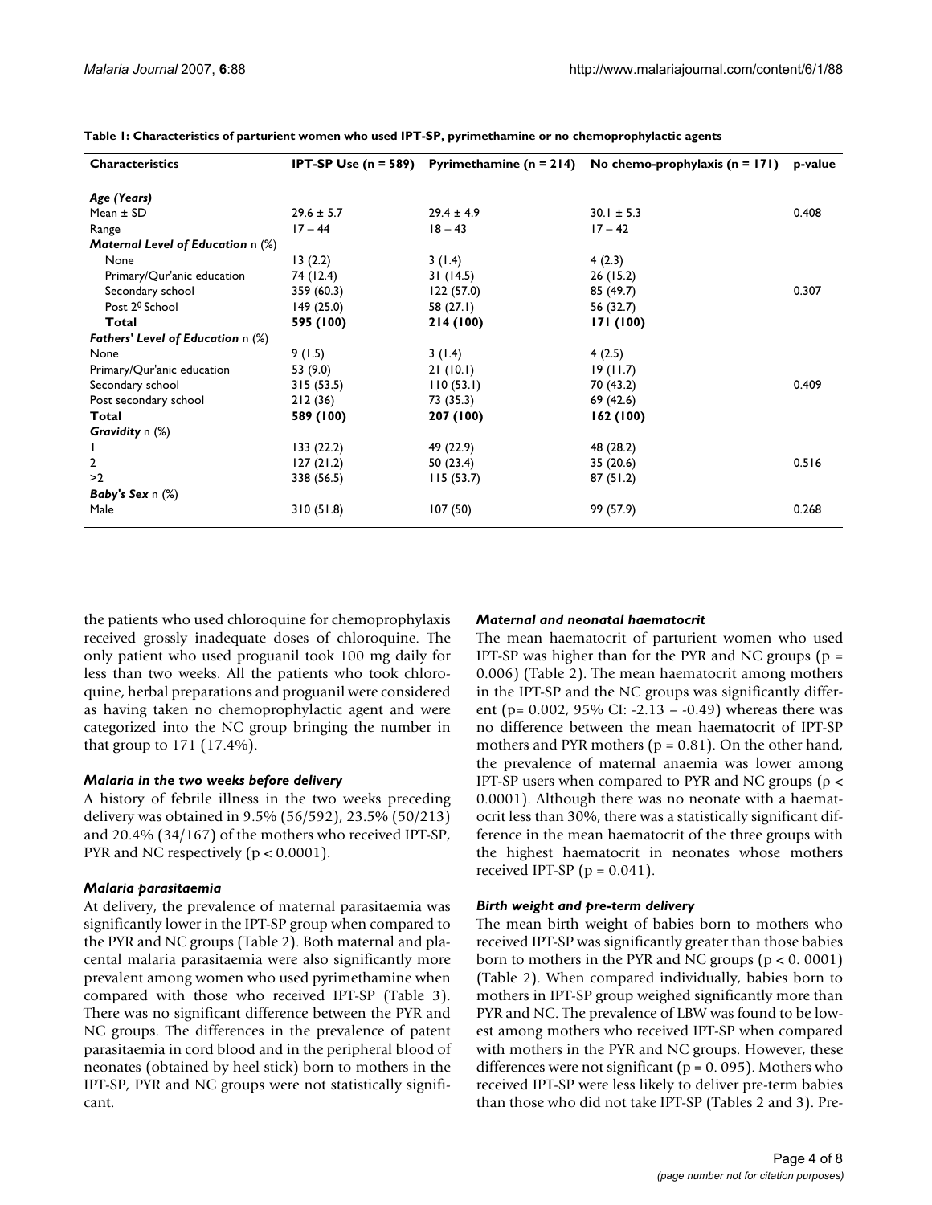**Table 1: Characteristics of parturient women who used IPT-SP, pyrimethamine or no chemoprophylactic agents**

| Characteristics | IPT-SP Use (n = 589) | Pyrimethamine (n = 214) | No chemo-prophylaxis (n = 171) | p-value |
|---|---|---|---|---|
| ***Age (Years)*** | | | | |
| Mean ± SD | 29.6 ± 5.7 | 29.4 ± 4.9 | 30.1 ± 5.3 | 0.408 |
| Range | 17 – 44 | 18 – 43 | 17 – 42 | |
| ***Maternal Level of Education*** n (%) | | | | |
| None | 13 (2.2) | 3 (1.4) | 4 (2.3) | |
| Primary/Qur'anic education | 74 (12.4) | 31 (14.5) | 26 (15.2) | |
| Secondary school | 359 (60.3) | 122 (57.0) | 85 (49.7) | 0.307 |
| Post $2^0$ School | 149 (25.0) | 58 (27.1) | 56 (32.7) | |
| **Total** | **595 (100)** | **214 (100)** | **171 (100)** | |
| ***Fathers' Level of Education*** n (%) | | | | |
| None | 9 (1.5) | 3 (1.4) | 4 (2.5) | |
| Primary/Qur'anic education | 53 (9.0) | 21 (10.1) | 19 (11.7) | |
| Secondary school | 315 (53.5) | 110 (53.1) | 70 (43.2) | 0.409 |
| Post secondary school | 212 (36) | 73 (35.3) | 69 (42.6) | |
| **Total** | **589 (100)** | **207 (100)** | **162 (100)** | |
| ***Gravidity*** n (%) | | | | |
| 1 | 133 (22.2) | 49 (22.9) | 48 (28.2) | |
| 2 | 127 (21.2) | 50 (23.4) | 35 (20.6) | 0.516 |
| >2 | 338 (56.5) | 115 (53.7) | 87 (51.2) | |
| ***Baby's Sex*** n (%) | | | | |
| Male | 310 (51.8) | 107 (50) | 99 (57.9) | 0.268 |

the patients who used chloroquine for chemoprophylaxis received grossly inadequate doses of chloroquine. The only patient who used proguanil took 100 mg daily for less than two weeks. All the patients who took chloroquine, herbal preparations and proguanil were considered as having taken no chemoprophylactic agent and were categorized into the NC group bringing the number in that group to 171 (17.4%).

### *Malaria in the two weeks before delivery*

A history of febrile illness in the two weeks preceding delivery was obtained in 9.5% (56/592), 23.5% (50/213) and 20.4% (34/167) of the mothers who received IPT-SP, PYR and NC respectively ($p < 0.0001$).

### *Malaria parasitaemia*

At delivery, the prevalence of maternal parasitaemia was significantly lower in the IPT-SP group when compared to the PYR and NC groups (Table 2). Both maternal and placental malaria parasitaemia were also significantly more prevalent among women who used pyrimethamine when compared with those who received IPT-SP (Table 3). There was no significant difference between the PYR and NC groups. The differences in the prevalence of patent parasitaemia in cord blood and in the peripheral blood of neonates (obtained by heel stick) born to mothers in the IPT-SP, PYR and NC groups were not statistically significant.

### *Maternal and neonatal haematocrit*

The mean haematocrit of parturient women who used IPT-SP was higher than for the PYR and NC groups ($p = 0.006$) (Table 2). The mean haematocrit among mothers in the IPT-SP and the NC groups was significantly different ($p = 0.002$, 95% CI: -2.13 – -0.49) whereas there was no difference between the mean haematocrit of IPT-SP mothers and PYR mothers ($p = 0.81$). On the other hand, the prevalence of maternal anaemia was lower among IPT-SP users when compared to PYR and NC groups ($\rho < 0.0001$). Although there was no neonate with a haematocrit less than 30%, there was a statistically significant difference in the mean haematocrit of the three groups with the highest haematocrit in neonates whose mothers received IPT-SP ($p = 0.041$).

### *Birth weight and pre-term delivery*

The mean birth weight of babies born to mothers who received IPT-SP was significantly greater than those babies born to mothers in the PYR and NC groups ($p < 0.0001$) (Table 2). When compared individually, babies born to mothers in IPT-SP group weighed significantly more than PYR and NC. The prevalence of LBW was found to be lowest among mothers who received IPT-SP when compared with mothers in the PYR and NC groups. However, these differences were not significant ($p = 0.095$). Mothers who received IPT-SP were less likely to deliver pre-term babies than those who did not take IPT-SP (Tables 2 and 3). Pre-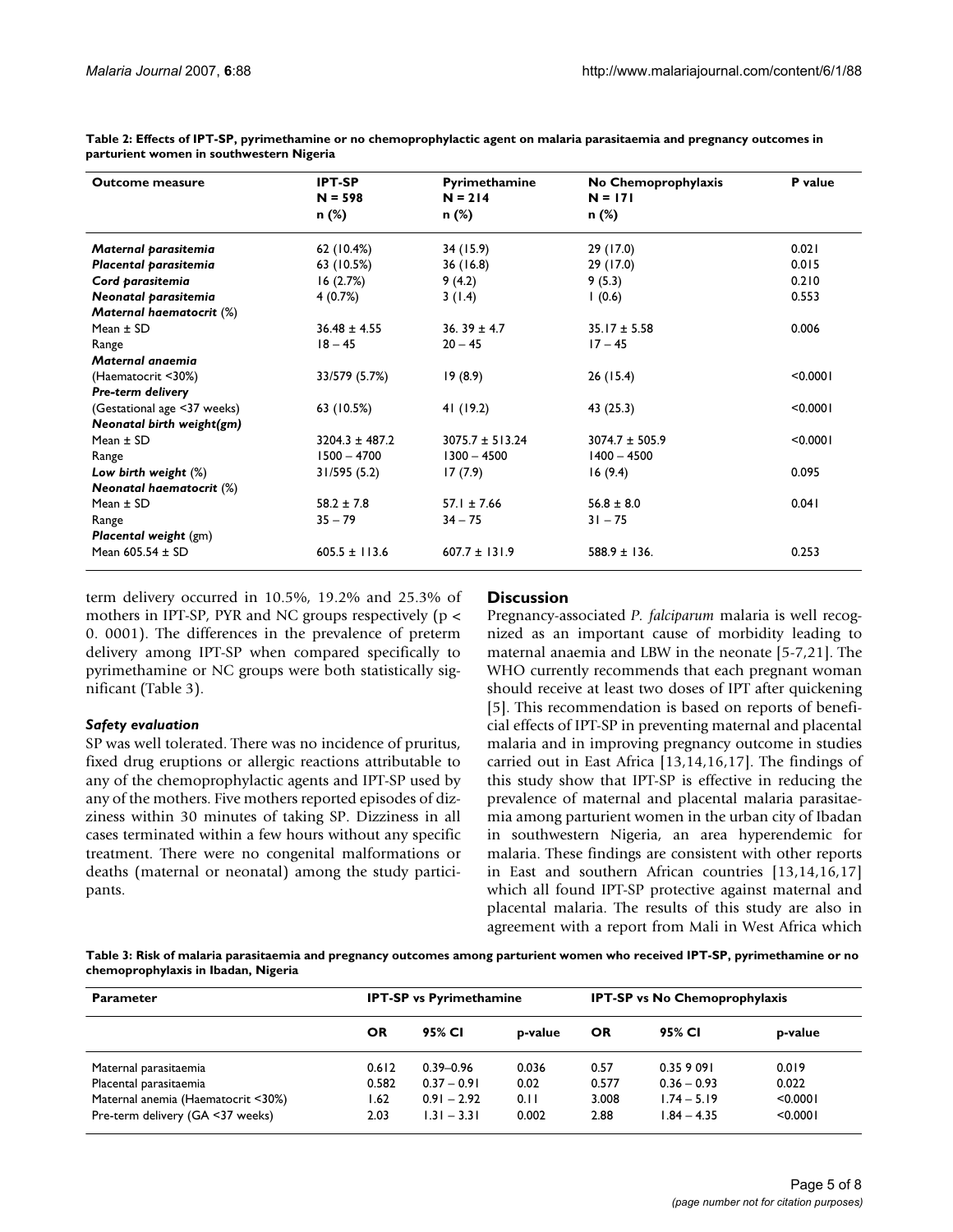**Table 2: Effects of IPT-SP, pyrimethamine or no chemoprophylactic agent on malaria parasitaemia and pregnancy outcomes in parturient women in southwestern Nigeria**

| Outcome measure | IPT-SP N = 598 n (%) | Pyrimethamine N = 214 n (%) | No Chemoprophylaxis N = 171 n (%) | P value |
|---|---|---|---|---|
| ***Maternal parasitemia*** | 62 (10.4%) | 34 (15.9) | 29 (17.0) | 0.021 |
| ***Placental parasitemia*** | 63 (10.5%) | 36 (16.8) | 29 (17.0) | 0.015 |
| ***Cord parasitemia*** | 16 (2.7%) | 9 (4.2) | 9 (5.3) | 0.210 |
| ***Neonatal parasitemia*** | 4 (0.7%) | 3 (1.4) | 1 (0.6) | 0.553 |
| ***Maternal haematocrit*** (%) | | | | |
| Mean ± SD | 36.48 ± 4.55 | 36. 39 ± 4.7 | 35.17 ± 5.58 | 0.006 |
| Range | 18 – 45 | 20 – 45 | 17 – 45 | |
| ***Maternal anaemia*** | | | | |
| (Haematocrit <30%) | 33/579 (5.7%) | 19 (8.9) | 26 (15.4) | <0.0001 |
| ***Pre-term delivery*** | | | | |
| (Gestational age <37 weeks) | 63 (10.5%) | 41 (19.2) | 43 (25.3) | <0.0001 |
| ***Neonatal birth weight(gm)*** | | | | |
| Mean ± SD | 3204.3 ± 487.2 | 3075.7 ± 513.24 | 3074.7 ± 505.9 | <0.0001 |
| Range | 1500 – 4700 | 1300 – 4500 | 1400 – 4500 | |
| ***Low birth weight*** (%) | 31/595 (5.2) | 17 (7.9) | 16 (9.4) | 0.095 |
| ***Neonatal haematocrit*** (%) | | | | |
| Mean ± SD | 58.2 ± 7.8 | 57.1 ± 7.66 | 56.8 ± 8.0 | 0.041 |
| Range | 35 – 79 | 34 – 75 | 31 – 75 | |
| ***Placental weight*** (gm) | | | | |
| Mean 605.54 ± SD | 605.5 ± 113.6 | 607.7 ± 131.9 | 588.9 ± 136. | 0.253 |

term delivery occurred in 10.5%, 19.2% and 25.3% of mothers in IPT-SP, PYR and NC groups respectively ($p < 0.0001$). The differences in the prevalence of preterm delivery among IPT-SP when compared specifically to pyrimethamine or NC groups were both statistically significant (Table 3).

### *Safety evaluation*

SP was well tolerated. There was no incidence of pruritus, fixed drug eruptions or allergic reactions attributable to any of the chemoprophylactic agents and IPT-SP used by any of the mothers. Five mothers reported episodes of dizziness within 30 minutes of taking SP. Dizziness in all cases terminated within a few hours without any specific treatment. There were no congenital malformations or deaths (maternal or neonatal) among the study participants.

## Discussion

Pregnancy-associated *P. falciparum* malaria is well recognized as an important cause of morbidity leading to maternal anaemia and LBW in the neonate [5-7,21]. The WHO currently recommends that each pregnant woman should receive at least two doses of IPT after quickening [5]. This recommendation is based on reports of beneficial effects of IPT-SP in preventing maternal and placental malaria and in improving pregnancy outcome in studies carried out in East Africa [13,14,16,17]. The findings of this study show that IPT-SP is effective in reducing the prevalence of maternal and placental malaria parasitaemia among parturient women in the urban city of Ibadan in southwestern Nigeria, an area hyperendemic for malaria. These findings are consistent with other reports in East and southern African countries [13,14,16,17] which all found IPT-SP protective against maternal and placental malaria. The results of this study are also in agreement with a report from Mali in West Africa which

**Table 3: Risk of malaria parasitaemia and pregnancy outcomes among parturient women who received IPT-SP, pyrimethamine or no chemoprophylaxis in Ibadan, Nigeria**

| Parameter | IPT-SP vs Pyrimethamine | | | IPT-SP vs No Chemoprophylaxis | | |
|---|---|---|---|---|---|---|
| | OR | 95% CI | p-value | OR | 95% CI | p-value |
| Maternal parasitaemia | 0.612 | 0.39–0.96 | 0.036 | 0.57 | 0.35 9 091 | 0.019 |
| Placental parasitaemia | 0.582 | 0.37 – 0.91 | 0.02 | 0.577 | 0.36 – 0.93 | 0.022 |
| Maternal anemia (Haematocrit <30%) | 1.62 | 0.91 – 2.92 | 0.11 | 3.008 | 1.74 – 5.19 | <0.0001 |
| Pre-term delivery (GA <37 weeks) | 2.03 | 1.31 – 3.31 | 0.002 | 2.88 | 1.84 – 4.35 | <0.0001 |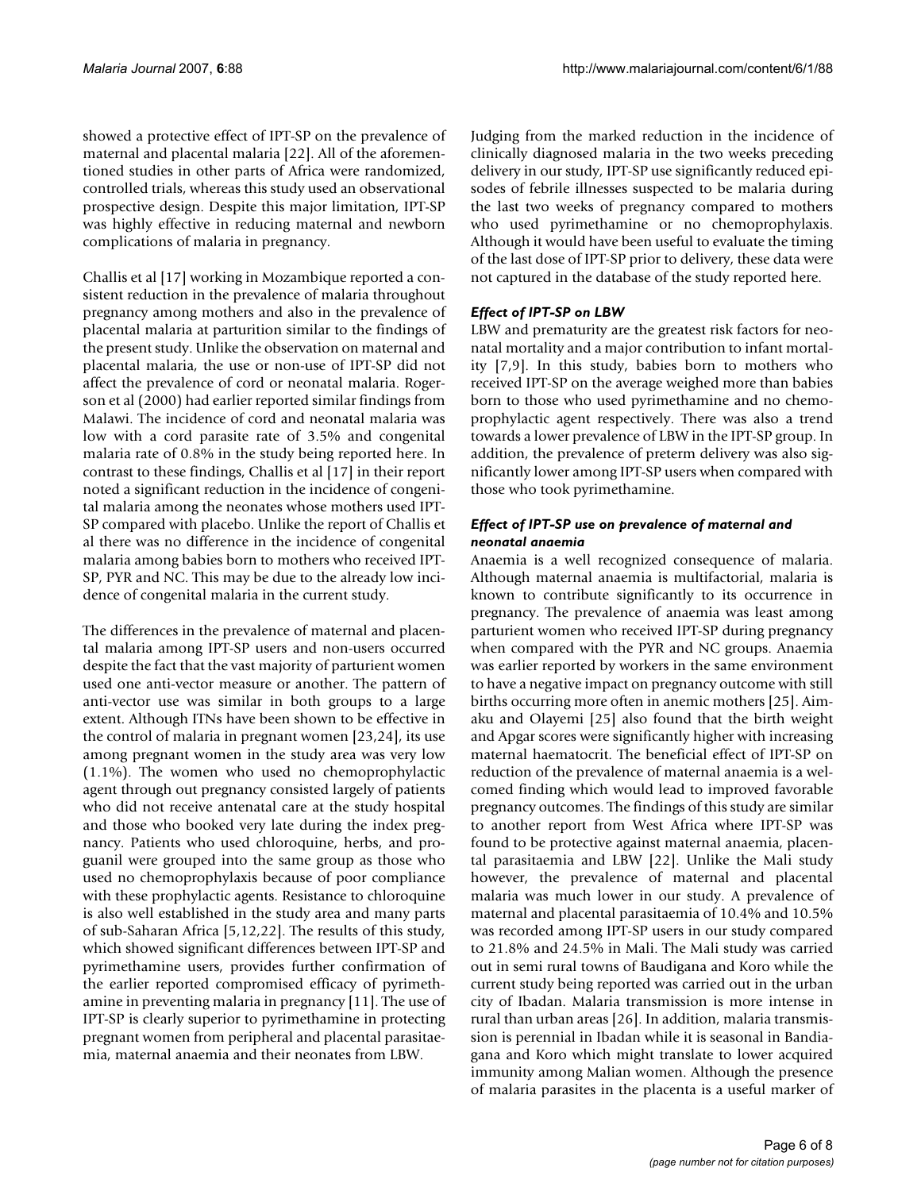showed a protective effect of IPT-SP on the prevalence of maternal and placental malaria [22]. All of the aforementioned studies in other parts of Africa were randomized, controlled trials, whereas this study used an observational prospective design. Despite this major limitation, IPT-SP was highly effective in reducing maternal and newborn complications of malaria in pregnancy.

Challis et al [17] working in Mozambique reported a consistent reduction in the prevalence of malaria throughout pregnancy among mothers and also in the prevalence of placental malaria at parturition similar to the findings of the present study. Unlike the observation on maternal and placental malaria, the use or non-use of IPT-SP did not affect the prevalence of cord or neonatal malaria. Rogerson et al (2000) had earlier reported similar findings from Malawi. The incidence of cord and neonatal malaria was low with a cord parasite rate of 3.5% and congenital malaria rate of 0.8% in the study being reported here. In contrast to these findings, Challis et al [17] in their report noted a significant reduction in the incidence of congenital malaria among the neonates whose mothers used IPT-SP compared with placebo. Unlike the report of Challis et al there was no difference in the incidence of congenital malaria among babies born to mothers who received IPT-SP, PYR and NC. This may be due to the already low incidence of congenital malaria in the current study.

The differences in the prevalence of maternal and placental malaria among IPT-SP users and non-users occurred despite the fact that the vast majority of parturient women used one anti-vector measure or another. The pattern of anti-vector use was similar in both groups to a large extent. Although ITNs have been shown to be effective in the control of malaria in pregnant women [23,24], its use among pregnant women in the study area was very low (1.1%). The women who used no chemoprophylactic agent through out pregnancy consisted largely of patients who did not receive antenatal care at the study hospital and those who booked very late during the index pregnancy. Patients who used chloroquine, herbs, and proguanil were grouped into the same group as those who used no chemoprophylaxis because of poor compliance with these prophylactic agents. Resistance to chloroquine is also well established in the study area and many parts of sub-Saharan Africa [5,12,22]. The results of this study, which showed significant differences between IPT-SP and pyrimethamine users, provides further confirmation of the earlier reported compromised efficacy of pyrimethamine in preventing malaria in pregnancy [11]. The use of IPT-SP is clearly superior to pyrimethamine in protecting pregnant women from peripheral and placental parasitaemia, maternal anaemia and their neonates from LBW.

Judging from the marked reduction in the incidence of clinically diagnosed malaria in the two weeks preceding delivery in our study, IPT-SP use significantly reduced episodes of febrile illnesses suspected to be malaria during the last two weeks of pregnancy compared to mothers who used pyrimethamine or no chemoprophylaxis. Although it would have been useful to evaluate the timing of the last dose of IPT-SP prior to delivery, these data were not captured in the database of the study reported here.

### *Effect of IPT-SP on LBW*

LBW and prematurity are the greatest risk factors for neonatal mortality and a major contribution to infant mortality [7,9]. In this study, babies born to mothers who received IPT-SP on the average weighed more than babies born to those who used pyrimethamine and no chemoprophylactic agent respectively. There was also a trend towards a lower prevalence of LBW in the IPT-SP group. In addition, the prevalence of preterm delivery was also significantly lower among IPT-SP users when compared with those who took pyrimethamine.

### *Effect of IPT-SP use on prevalence of maternal and neonatal anaemia*

Anaemia is a well recognized consequence of malaria. Although maternal anaemia is multifactorial, malaria is known to contribute significantly to its occurrence in pregnancy. The prevalence of anaemia was least among parturient women who received IPT-SP during pregnancy when compared with the PYR and NC groups. Anaemia was earlier reported by workers in the same environment to have a negative impact on pregnancy outcome with still births occurring more often in anemic mothers [25]. Aimaku and Olayemi [25] also found that the birth weight and Apgar scores were significantly higher with increasing maternal haematocrit. The beneficial effect of IPT-SP on reduction of the prevalence of maternal anaemia is a welcomed finding which would lead to improved favorable pregnancy outcomes. The findings of this study are similar to another report from West Africa where IPT-SP was found to be protective against maternal anaemia, placental parasitaemia and LBW [22]. Unlike the Mali study however, the prevalence of maternal and placental malaria was much lower in our study. A prevalence of maternal and placental parasitaemia of 10.4% and 10.5% was recorded among IPT-SP users in our study compared to 21.8% and 24.5% in Mali. The Mali study was carried out in semi rural towns of Baudigana and Koro while the current study being reported was carried out in the urban city of Ibadan. Malaria transmission is more intense in rural than urban areas [26]. In addition, malaria transmission is perennial in Ibadan while it is seasonal in Bandiagana and Koro which might translate to lower acquired immunity among Malian women. Although the presence of malaria parasites in the placenta is a useful marker of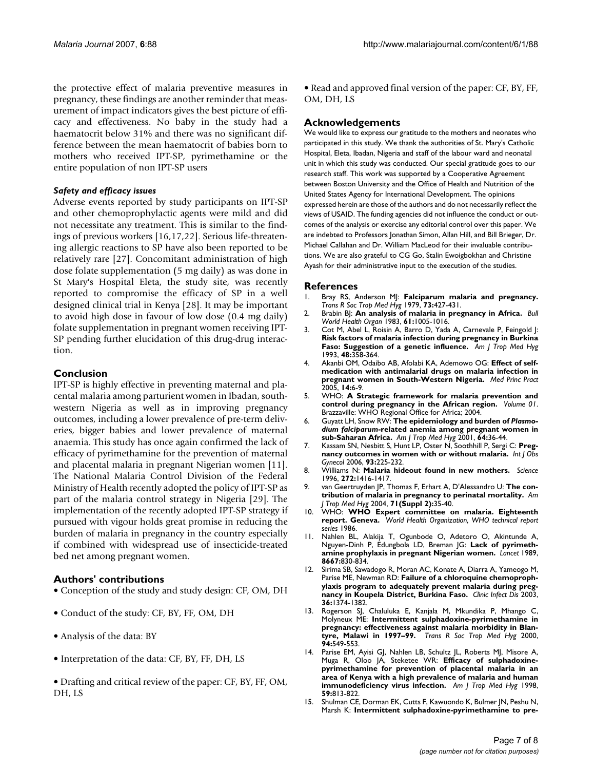the protective effect of malaria preventive measures in pregnancy, these findings are another reminder that measurement of impact indicators gives the best picture of efficacy and effectiveness. No baby in the study had a haematocrit below 31% and there was no significant difference between the mean haematocrit of babies born to mothers who received IPT-SP, pyrimethamine or the entire population of non IPT-SP users

### *Safety and efficacy issues*

Adverse events reported by study participants on IPT-SP and other chemoprophylactic agents were mild and did not necessitate any treatment. This is similar to the findings of previous workers [16,17,22]. Serious life-threatening allergic reactions to SP have also been reported to be relatively rare [27]. Concomitant administration of high dose folate supplementation (5 mg daily) as was done in St Mary's Hospital Eleta, the study site, was recently reported to compromise the efficacy of SP in a well designed clinical trial in Kenya [28]. It may be important to avoid high dose in favour of low dose (0.4 mg daily) folate supplementation in pregnant women receiving IPT-SP pending further elucidation of this drug-drug interaction.

## Conclusion

IPT-SP is highly effective in preventing maternal and placental malaria among parturient women in Ibadan, southwestern Nigeria as well as in improving pregnancy outcomes, including a lower prevalence of pre-term deliveries, bigger babies and lower prevalence of maternal anaemia. This study has once again confirmed the lack of efficacy of pyrimethamine for the prevention of maternal and placental malaria in pregnant Nigerian women [11]. The National Malaria Control Division of the Federal Ministry of Health recently adopted the policy of IPT-SP as part of the malaria control strategy in Nigeria [29]. The implementation of the recently adopted IPT-SP strategy if pursued with vigour holds great promise in reducing the burden of malaria in pregnancy in the country especially if combined with widespread use of insecticide-treated bed net among pregnant women.

## Authors' contributions

- Conception of the study and study design: CF, OM, DH
- Conduct of the study: CF, BY, FF, OM, DH
- Analysis of the data: BY
- Interpretation of the data: CF, BY, FF, DH, LS
- Drafting and critical review of the paper: CF, BY, FF, OM, DH, LS
- Read and approved final version of the paper: CF, BY, FF, OM, DH, LS

## Acknowledgements

We would like to express our gratitude to the mothers and neonates who participated in this study. We thank the authorities of St. Mary's Catholic Hospital, Eleta, Ibadan, Nigeria and staff of the labour ward and neonatal unit in which this study was conducted. Our special gratitude goes to our research staff. This work was supported by a Cooperative Agreement between Boston University and the Office of Health and Nutrition of the United States Agency for International Development. The opinions expressed herein are those of the authors and do not necessarily reflect the views of USAID. The funding agencies did not influence the conduct or outcomes of the analysis or exercise any editorial control over this paper. We are indebted to Professors Jonathan Simon, Allan Hill, and Bill Brieger, Dr. Michael Callahan and Dr. William MacLeod for their invaluable contributions. We are also grateful to CG Go, Stalin Ewoigbokhan and Christine Ayash for their administrative input to the execution of the studies.

## References

1. Bray RS, Anderson MJ: **Falciparum malaria and pregnancy.** *Trans R Soc Trop Med Hyg* 1979, **73:**427-431.
2. Brabin BJ: **An analysis of malaria in pregnancy in Africa.** *Bull World Health Organ* 1983, **61:**1005-1016.
3. Cot M, Abel L, Roisin A, Barro D, Yada A, Carnevale P, Feingold J: **Risk factors of malaria infection during pregnancy in Burkina Faso: Suggestion of a genetic influence.** *Am J Trop Med Hyg* 1993, **48:**358-364.
4. Akanbi OM, Odaibo AB, Afolabi KA, Ademowo OG: **Effect of self-medication with antimalarial drugs on malaria infection in pregnant women in South-Western Nigeria.** *Med Princ Pract* 2005, **14:**6-9.
5. WHO: **A Strategic framework for malaria prevention and control during pregnancy in the African region.** *Volume 01*. Brazzaville: WHO Regional Office for Africa; 2004.
6. Guyatt LH, Snow RW: **The epidemiology and burden of *Plasmodium falciparum*-related anemia among pregnant women in sub-Saharan Africa.** *Am J Trop Med Hyg* 2001, **64:**36-44.
7. Kassam SN, Nesbitt S, Hunt LP, Oster N, Soothhill P, Sergi C: **Pregnancy outcomes in women with or without malaria.** *Int J Obs Gynecol* 2006, **93:**225-232.
8. Williams N: **Malaria hideout found in new mothers.** *Science* 1996, **272:**1416-1417.
9. van Geertruyden JP, Thomas F, Erhart A, D'Alessandro U: **The contribution of malaria in pregnancy to perinatal mortality.** *Am J Trop Med Hyg* 2004, **71(Suppl 2):**35-40.
10. WHO: **WHO Expert committee on malaria. Eighteenth report. Geneva.** *World Health Organization, WHO technical report series* 1986.
11. Nahlen BL, Alakija T, Ogunbode O, Adetoro O, Akintunde A, Nguyen-Dinh P, Edungbola LD, Breman JG: **Lack of pyrimethamine prophylaxis in pregnant Nigerian women.** *Lancet* 1989, **8667:**830-834.
12. Sirima SB, Sawadogo R, Moran AC, Konate A, Diarra A, Yameogo M, Parise ME, Newman RD: **Failure of a chloroquine chemoprophylaxis program to adequately prevent malaria during pregnancy in Koupela District, Burkina Faso.** *Clinic Infect Dis* 2003, **36:**1374-1382.
13. Rogerson SJ, Chaluluka E, Kanjala M, Mkundika P, Mhango C, Molyneux ME: **Intermittent sulphadoxine-pyrimethamine in pregnancy: effectiveness against malaria morbidity in Blantyre, Malawi in 1997–99.** *Trans R Soc Trop Med Hyg* 2000, **94:**549-553.
14. Parise EM, Ayisi GJ, Nahlen LB, Schultz JL, Roberts MJ, Misore A, Muga R, Oloo JA, Steketee WR: **Efficacy of sulphadoxine-pyrimethamine for prevention of placental malaria in an area of Kenya with a high prevalence of malaria and human immunodeficiency virus infection.** *Am J Trop Med Hyg* 1998, **59:**813-822.
15. Shulman CE, Dorman EK, Cutts F, Kawuondo K, Bulmer JN, Peshu N, Marsh K: **Intermittent sulphadoxine-pyrimethamine to pre-**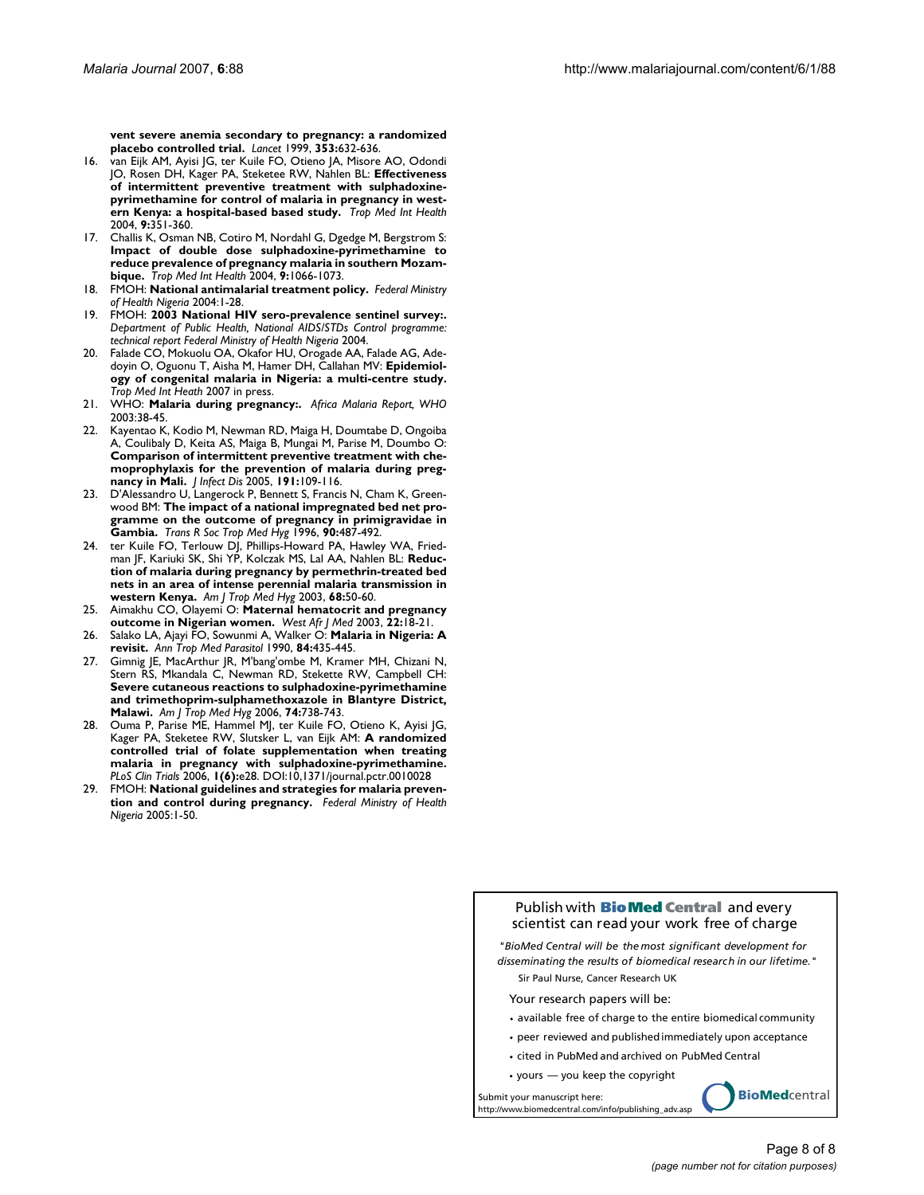vent severe anemia secondary to pregnancy: a randomized placebo controlled trial.** *Lancet* 1999, **353:**632-636.

16. van Eijk AM, Ayisi JG, ter Kuile FO, Otieno JA, Misore AO, Odondi JO, Rosen DH, Kager PA, Steketee RW, Nahlen BL: **Effectiveness of intermittent preventive treatment with sulphadoxine-pyrimethamine for control of malaria in pregnancy in western Kenya: a hospital-based based study.** *Trop Med Int Health* 2004, **9:**351-360.
17. Challis K, Osman NB, Cotiro M, Nordahl G, Dgedge M, Bergstrom S: **Impact of double dose sulphadoxine-pyrimethamine to reduce prevalence of pregnancy malaria in southern Mozambique.** *Trop Med Int Health* 2004, **9:**1066-1073.
18. FMOH: **National antimalarial treatment policy.** *Federal Ministry of Health Nigeria* 2004:1-28.
19. FMOH: **2003 National HIV sero-prevalence sentinel survey:.** *Department of Public Health, National AIDS/STDs Control programme: technical report Federal Ministry of Health Nigeria* 2004.
20. Falade CO, Mokuolu OA, Okafor HU, Orogade AA, Falade AG, Adedoyin O, Oguonu T, Aisha M, Hamer DH, Callahan MV: **Epidemiology of congenital malaria in Nigeria: a multi-centre study.** *Trop Med Int Heath* 2007 in press.
21. WHO: **Malaria during pregnancy:.** *Africa Malaria Report, WHO* 2003:38-45.
22. Kayentao K, Kodio M, Newman RD, Maiga H, Doumtabe D, Ongoiba A, Coulibaly D, Keita AS, Maiga B, Mungai M, Parise M, Doumbo O: **Comparison of intermittent preventive treatment with chemoprophylaxis for the prevention of malaria during pregnancy in Mali.** *J Infect Dis* 2005, **191:**109-116.
23. D'Alessandro U, Langerock P, Bennett S, Francis N, Cham K, Greenwood BM: **The impact of a national impregnated bed net programme on the outcome of pregnancy in primigravidae in Gambia.** *Trans R Soc Trop Med Hyg* 1996, **90:**487-492.
24. ter Kuile FO, Terlouw DJ, Phillips-Howard PA, Hawley WA, Friedman JF, Kariuki SK, Shi YP, Kolczak MS, Lal AA, Nahlen BL: **Reduction of malaria during pregnancy by permethrin-treated bed nets in an area of intense perennial malaria transmission in western Kenya.** *Am J Trop Med Hyg* 2003, **68:**50-60.
25. Aimakhu CO, Olayemi O: **Maternal hematocrit and pregnancy outcome in Nigerian women.** *West Afr J Med* 2003, **22:**18-21.
26. Salako LA, Ajayi FO, Sowunmi A, Walker O: **Malaria in Nigeria: A revisit.** *Ann Trop Med Parasitol* 1990, **84:**435-445.
27. Gimnig JE, MacArthur JR, M'bang'ombe M, Kramer MH, Chizani N, Stern RS, Mkandala C, Newman RD, Stekette RW, Campbell CH: **Severe cutaneous reactions to sulphadoxine-pyrimethamine and trimethoprim-sulphamethoxazole in Blantyre District, Malawi.** *Am J Trop Med Hyg* 2006, **74:**738-743.
28. Ouma P, Parise ME, Hammel MJ, ter Kuile FO, Otieno K, Ayisi JG, Kager PA, Steketee RW, Slutsker L, van Eijk AM: **A randomized controlled trial of folate supplementation when treating malaria in pregnancy with sulphadoxine-pyrimethamine.** *PLoS Clin Trials* 2006, **1(6):**e28. DOI:10,1371/journal.pctr.0010028
29. FMOH: **National guidelines and strategies for malaria prevention and control during pregnancy.** *Federal Ministry of Health Nigeria* 2005:1-50.

Publish with **BioMed Central** and every scientist can read your work free of charge

*"BioMed Central will be the most significant development for disseminating the results of biomedical research in our lifetime."*

Sir Paul Nurse, Cancer Research UK

Your research papers will be:

- available free of charge to the entire biomedical community
- peer reviewed and published immediately upon acceptance
- cited in PubMed and archived on PubMed Central
- yours — you keep the copyright

Submit your manuscript here:
http://www.biomedcentral.com/info/publishing_adv.asp

**BioMed**central